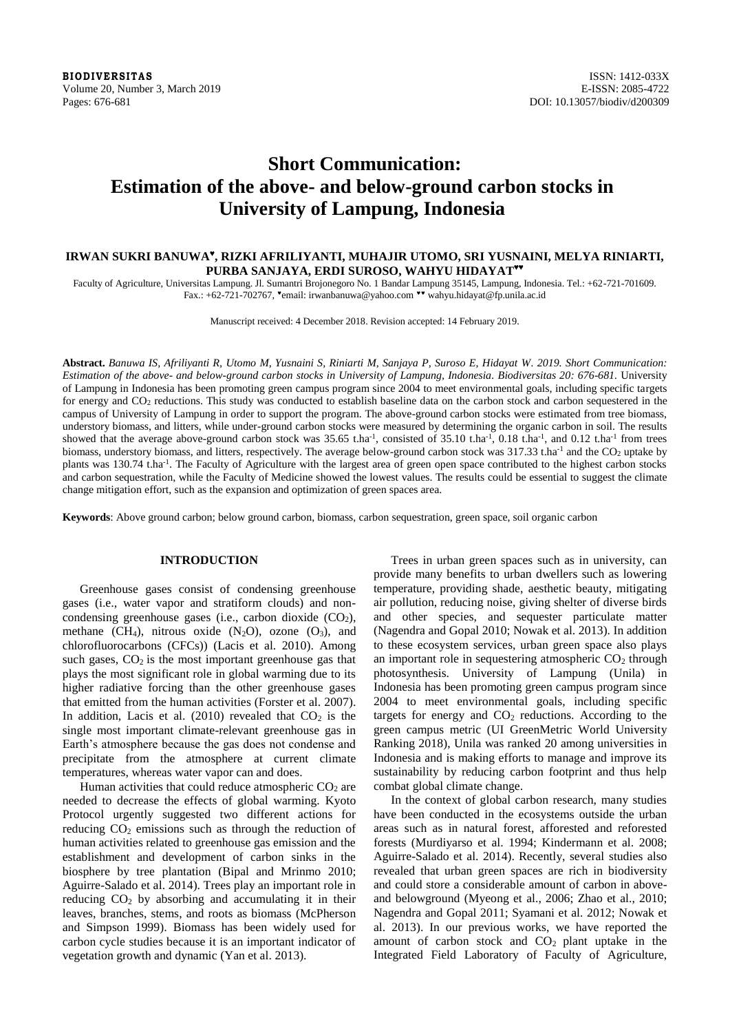# Short Communication: Estimation of the above- and below-ground carbon stocks in University of Lampung, Indonesia

**IRWAN SUKRI BANUWA[♥], RIZKI AFRILIYANTI, MUHAJIR UTOMO, SRI YUSNAINI, MELYA RINIARTI, PURBA SANJAYA, ERDI SUROSO, WAHYU HIDAYAT[♥♥]**

Faculty of Agriculture, Universitas Lampung. Jl. Sumantri Brojonegoro No. 1 Bandar Lampung 35145, Lampung, Indonesia. Tel.: +62-721-701609. Fax.: +62-721-702767, [♥]email: irwanbanuwa@yahoo.com [♥♥] wahyu.hidayat@fp.unila.ac.id

Manuscript received: 4 December 2018. Revision accepted: 14 February 2019.

**Abstract.** *Banuwa IS, Afriliyanti R, Utomo M, Yusnaini S, Riniarti M, Sanjaya P, Suroso E, Hidayat W. 2019. Short Communication: Estimation of the above- and below-ground carbon stocks in University of Lampung, Indonesia. Biodiversitas 20: 676-681.* University of Lampung in Indonesia has been promoting green campus program since 2004 to meet environmental goals, including specific targets for energy and $CO_2$ reductions. This study was conducted to establish baseline data on the carbon stock and carbon sequestered in the campus of University of Lampung in order to support the program. The above-ground carbon stocks were estimated from tree biomass, understory biomass, and litters, while under-ground carbon stocks were measured by determining the organic carbon in soil. The results showed that the average above-ground carbon stock was 35.65 $t.ha^{-1}$, consisted of 35.10 $t.ha^{-1}$, 0.18 $t.ha^{-1}$, and 0.12 $t.ha^{-1}$ from trees biomass, understory biomass, and litters, respectively. The average below-ground carbon stock was 317.33 $t.ha^{-1}$ and the $CO_2$ uptake by plants was 130.74 $t.ha^{-1}$. The Faculty of Agriculture with the largest area of green open space contributed to the highest carbon stocks and carbon sequestration, while the Faculty of Medicine showed the lowest values. The results could be essential to suggest the climate change mitigation effort, such as the expansion and optimization of green spaces area.

**Keywords**: Above ground carbon; below ground carbon, biomass, carbon sequestration, green space, soil organic carbon

## INTRODUCTION

Greenhouse gases consist of condensing greenhouse gases (i.e., water vapor and stratiform clouds) and non-condensing greenhouse gases (i.e., carbon dioxide ($CO_2$), methane ($CH_4$), nitrous oxide ($N_2O$), ozone ($O_3$), and chlorofluorocarbons (CFCs)) (Lacis et al. 2010). Among such gases, $CO_2$ is the most important greenhouse gas that plays the most significant role in global warming due to its higher radiative forcing than the other greenhouse gases that emitted from the human activities (Forster et al. 2007). In addition, Lacis et al. (2010) revealed that $CO_2$ is the single most important climate-relevant greenhouse gas in Earth's atmosphere because the gas does not condense and precipitate from the atmosphere at current climate temperatures, whereas water vapor can and does.

Human activities that could reduce atmospheric $CO_2$ are needed to decrease the effects of global warming. Kyoto Protocol urgently suggested two different actions for reducing $CO_2$ emissions such as through the reduction of human activities related to greenhouse gas emission and the establishment and development of carbon sinks in the biosphere by tree plantation (Bipal and Mrinmo 2010; Aguirre-Salado et al. 2014). Trees play an important role in reducing $CO_2$ by absorbing and accumulating it in their leaves, branches, stems, and roots as biomass (McPherson and Simpson 1999). Biomass has been widely used for carbon cycle studies because it is an important indicator of vegetation growth and dynamic (Yan et al. 2013).

Trees in urban green spaces such as in university, can provide many benefits to urban dwellers such as lowering temperature, providing shade, aesthetic beauty, mitigating air pollution, reducing noise, giving shelter of diverse birds and other species, and sequester particulate matter (Nagendra and Gopal 2010; Nowak et al. 2013). In addition to these ecosystem services, urban green space also plays an important role in sequestering atmospheric $CO_2$ through photosynthesis. University of Lampung (Unila) in Indonesia has been promoting green campus program since 2004 to meet environmental goals, including specific targets for energy and $CO_2$ reductions. According to the green campus metric (UI GreenMetric World University Ranking 2018), Unila was ranked 20 among universities in Indonesia and is making efforts to manage and improve its sustainability by reducing carbon footprint and thus help combat global climate change.

In the context of global carbon research, many studies have been conducted in the ecosystems outside the urban areas such as in natural forest, afforested and reforested forests (Murdiyarso et al. 1994; Kindermann et al. 2008; Aguirre-Salado et al. 2014). Recently, several studies also revealed that urban green spaces are rich in biodiversity and could store a considerable amount of carbon in above- and belowground (Myeong et al., 2006; Zhao et al., 2010; Nagendra and Gopal 2011; Syamani et al. 2012; Nowak et al. 2013). In our previous works, we have reported the amount of carbon stock and $CO_2$ plant uptake in the Integrated Field Laboratory of Faculty of Agriculture,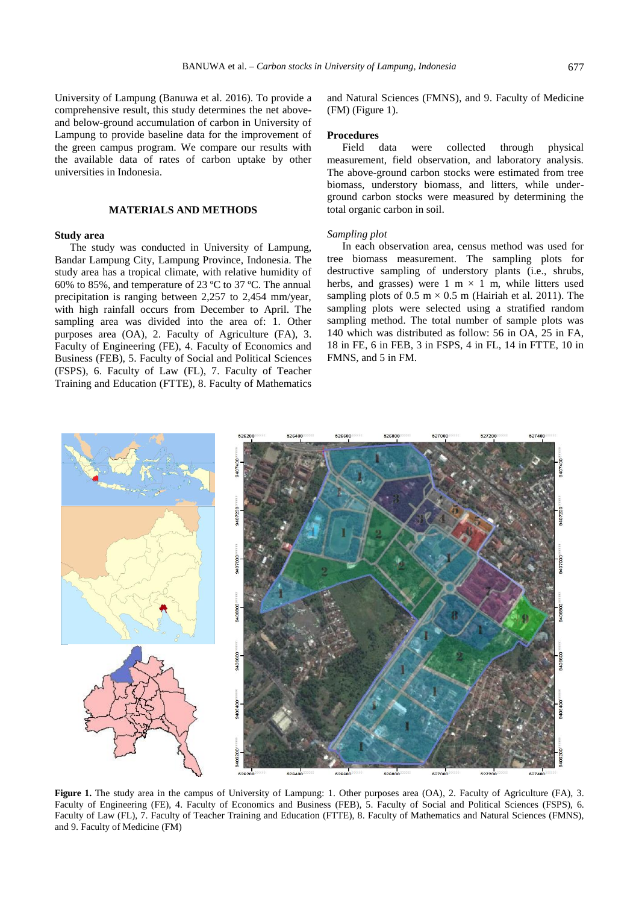University of Lampung (Banuwa et al. 2016). To provide a comprehensive result, this study determines the net above- and below-ground accumulation of carbon in University of Lampung to provide baseline data for the improvement of the green campus program. We compare our results with the available data of rates of carbon uptake by other universities in Indonesia.

## MATERIALS AND METHODS

### Study area

The study was conducted in University of Lampung, Bandar Lampung City, Lampung Province, Indonesia. The study area has a tropical climate, with relative humidity of 60% to 85%, and temperature of 23 ºC to 37 ºC. The annual precipitation is ranging between 2,257 to 2,454 mm/year, with high rainfall occurs from December to April. The sampling area was divided into the area of: 1. Other purposes area (OA), 2. Faculty of Agriculture (FA), 3. Faculty of Engineering (FE), 4. Faculty of Economics and Business (FEB), 5. Faculty of Social and Political Sciences (FSPS), 6. Faculty of Law (FL), 7. Faculty of Teacher Training and Education (FTTE), 8. Faculty of Mathematics and Natural Sciences (FMNS), and 9. Faculty of Medicine (FM) (Figure 1).

### Procedures

Field data were collected through physical measurement, field observation, and laboratory analysis. The above-ground carbon stocks were estimated from tree biomass, understory biomass, and litters, while under-ground carbon stocks were measured by determining the total organic carbon in soil.

*Sampling plot*

In each observation area, census method was used for tree biomass measurement. The sampling plots for destructive sampling of understory plants (i.e., shrubs, herbs, and grasses) were 1 m × 1 m, while litters used sampling plots of 0.5 m × 0.5 m (Hairiah et al. 2011). The sampling plots were selected using a stratified random sampling method. The total number of sample plots was 140 which was distributed as follow: 56 in OA, 25 in FA, 18 in FE, 6 in FEB, 3 in FSPS, 4 in FL, 14 in FTTE, 10 in FMNS, and 5 in FM.

**Figure 1.** The study area in the campus of University of Lampung: 1. Other purposes area (OA), 2. Faculty of Agriculture (FA), 3. Faculty of Engineering (FE), 4. Faculty of Economics and Business (FEB), 5. Faculty of Social and Political Sciences (FSPS), 6. Faculty of Law (FL), 7. Faculty of Teacher Training and Education (FTTE), 8. Faculty of Mathematics and Natural Sciences (FMNS), and 9. Faculty of Medicine (FM)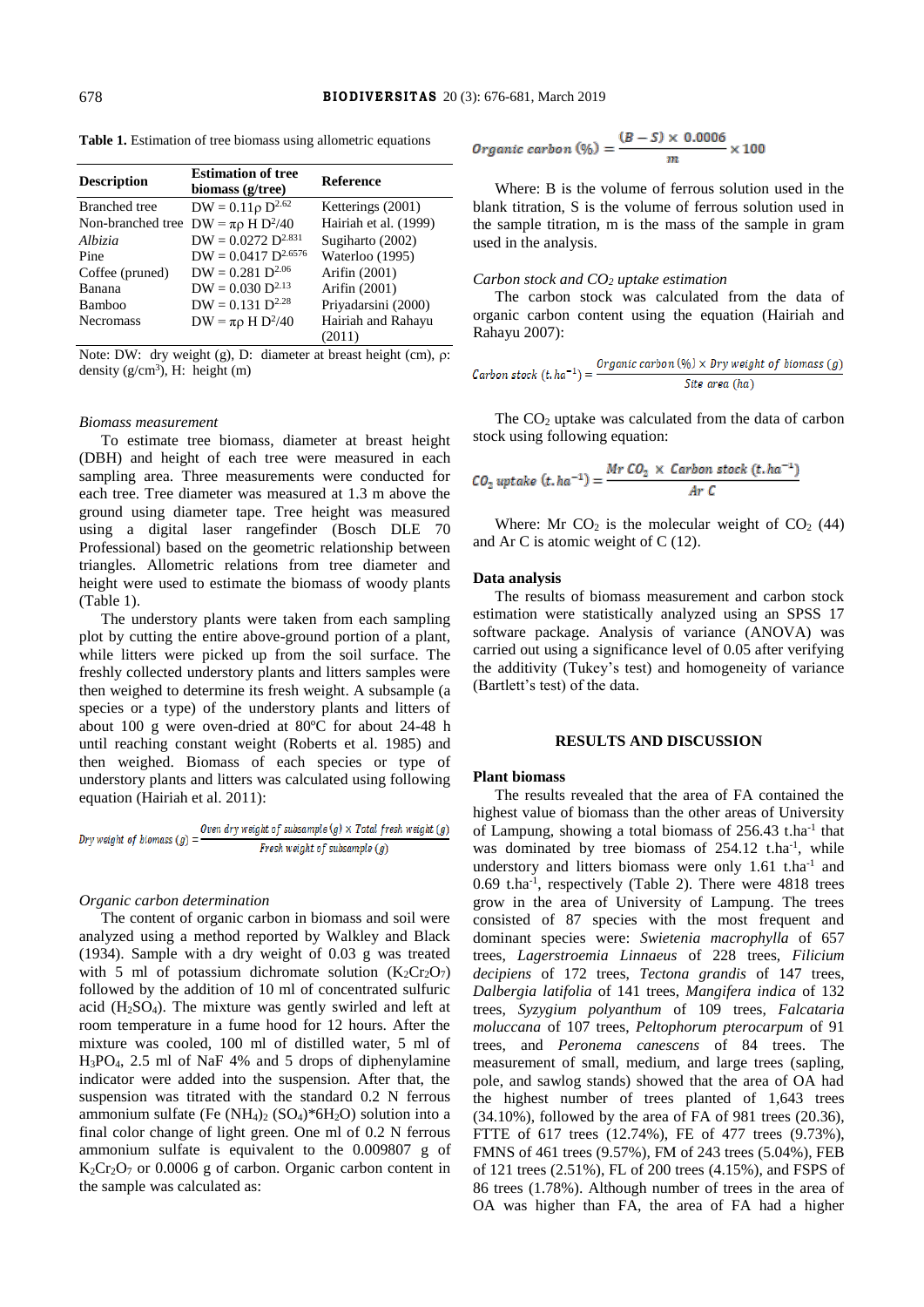**Table 1.** Estimation of tree biomass using allometric equations

| Description | Estimation of tree biomass (g/tree) | Reference |
|---|---|---|
| Branched tree | DW = 0.11ρ $D^{2.62}$ | Ketterings (2001) |
| Non-branched tree | DW = πρ H $D^2$/40 | Hairiah et al. (1999) |
| *Albizia* | DW = 0.0272 $D^{2.831}$ | Sugiharto (2002) |
| Pine | DW = 0.0417 $D^{2.6576}$ | Waterloo (1995) |
| Coffee (pruned) | DW = 0.281 $D^{2.06}$ | Arifin (2001) |
| Banana | DW = 0.030 $D^{2.13}$ | Arifin (2001) |
| Bamboo | DW = 0.131 $D^{2.28}$ | Priyadarsini (2000) |
| Necromass | DW = πρ H $D^2$/40 | Hairiah and Rahayu (2011) |

Note: DW: dry weight (g), D: diameter at breast height (cm), ρ: density (g/cm$^3$), H: height (m)

*Biomass measurement*

To estimate tree biomass, diameter at breast height (DBH) and height of each tree were measured in each sampling area. Three measurements were conducted for each tree. Tree diameter was measured at 1.3 m above the ground using diameter tape. Tree height was measured using a digital laser rangefinder (Bosch DLE 70 Professional) based on the geometric relationship between triangles. Allometric relations from tree diameter and height were used to estimate the biomass of woody plants (Table 1).

The understory plants were taken from each sampling plot by cutting the entire above-ground portion of a plant, while litters were picked up from the soil surface. The freshly collected understory plants and litters samples were then weighed to determine its fresh weight. A subsample (a species or a type) of the understory plants and litters of about 100 g were oven-dried at 80ºC for about 24-48 h until reaching constant weight (Roberts et al. 1985) and then weighed. Biomass of each species or type of understory plants and litters was calculated using following equation (Hairiah et al. 2011):

$$Dry\ weight\ of\ biomass\ (g) = \frac{Oven\ dry\ weight\ of\ subsample\ (g) \times Total\ fresh\ weight\ (g)}{Fresh\ weight\ of\ subsample\ (g)}$$

*Organic carbon determination*

The content of organic carbon in biomass and soil were analyzed using a method reported by Walkley and Black (1934). Sample with a dry weight of 0.03 g was treated with 5 ml of potassium dichromate solution ($K_2Cr_2O_7$) followed by the addition of 10 ml of concentrated sulfuric acid ($H_2SO_4$). The mixture was gently swirled and left at room temperature in a fume hood for 12 hours. After the mixture was cooled, 100 ml of distilled water, 5 ml of $H_3PO_4$, 2.5 ml of NaF 4% and 5 drops of diphenylamine indicator were added into the suspension. After that, the suspension was titrated with the standard 0.2 N ferrous ammonium sulfate ($Fe(NH_4)_2(SO_4)*6H_2O$) solution into a final color change of light green. One ml of 0.2 N ferrous ammonium sulfate is equivalent to the 0.009807 g of $K_2Cr_2O_7$ or 0.0006 g of carbon. Organic carbon content in the sample was calculated as:

$$Organic\ carbon\ (\%) = \frac{(B - S) \times 0.0006}{m} \times 100$$

Where: B is the volume of ferrous solution used in the blank titration, S is the volume of ferrous solution used in the sample titration, m is the mass of the sample in gram used in the analysis.

*Carbon stock and $CO_2$ uptake estimation*

The carbon stock was calculated from the data of organic carbon content using the equation (Hairiah and Rahayu 2007):

$$Carbon\ stock\ (t.ha^{-1}) = \frac{Organic\ carbon\ (\%) \times Dry\ weight\ of\ biomass\ (g)}{Site\ area\ (ha)}$$

The $CO_2$ uptake was calculated from the data of carbon stock using following equation:

$$CO_2\ uptake\ (t.ha^{-1}) = \frac{Mr\ CO_2 \times Carbon\ stock\ (t.ha^{-1})}{Ar\ C}$$

Where: Mr $CO_2$ is the molecular weight of $CO_2$ (44) and Ar C is atomic weight of C (12).

**Data analysis**

The results of biomass measurement and carbon stock estimation were statistically analyzed using an SPSS 17 software package. Analysis of variance (ANOVA) was carried out using a significance level of 0.05 after verifying the additivity (Tukey's test) and homogeneity of variance (Bartlett's test) of the data.

## RESULTS AND DISCUSSION

**Plant biomass**

The results revealed that the area of FA contained the highest value of biomass than the other areas of University of Lampung, showing a total biomass of 256.43 t.ha$^{-1}$ that was dominated by tree biomass of 254.12 t.ha$^{-1}$, while understory and litters biomass were only 1.61 t.ha$^{-1}$ and 0.69 t.ha$^{-1}$, respectively (Table 2). There were 4818 trees grow in the area of University of Lampung. The trees consisted of 87 species with the most frequent and dominant species were: *Swietenia macrophylla* of 657 trees, *Lagerstroemia Linnaeus* of 228 trees, *Filicium decipiens* of 172 trees, *Tectona grandis* of 147 trees, *Dalbergia latifolia* of 141 trees, *Mangifera indica* of 132 trees, *Syzygium polyanthum* of 109 trees, *Falcataria moluccana* of 107 trees, *Peltophorum pterocarpum* of 91 trees, and *Peronema canescens* of 84 trees. The measurement of small, medium, and large trees (sapling, pole, and sawlog stands) showed that the area of OA had the highest number of trees planted of 1,643 trees (34.10%), followed by the area of FA of 981 trees (20.36), FTTE of 617 trees (12.74%), FE of 477 trees (9.73%), FMNS of 461 trees (9.57%), FM of 243 trees (5.04%), FEB of 121 trees (2.51%), FL of 200 trees (4.15%), and FSPS of 86 trees (1.78%). Although number of trees in the area of OA was higher than FA, the area of FA had a higher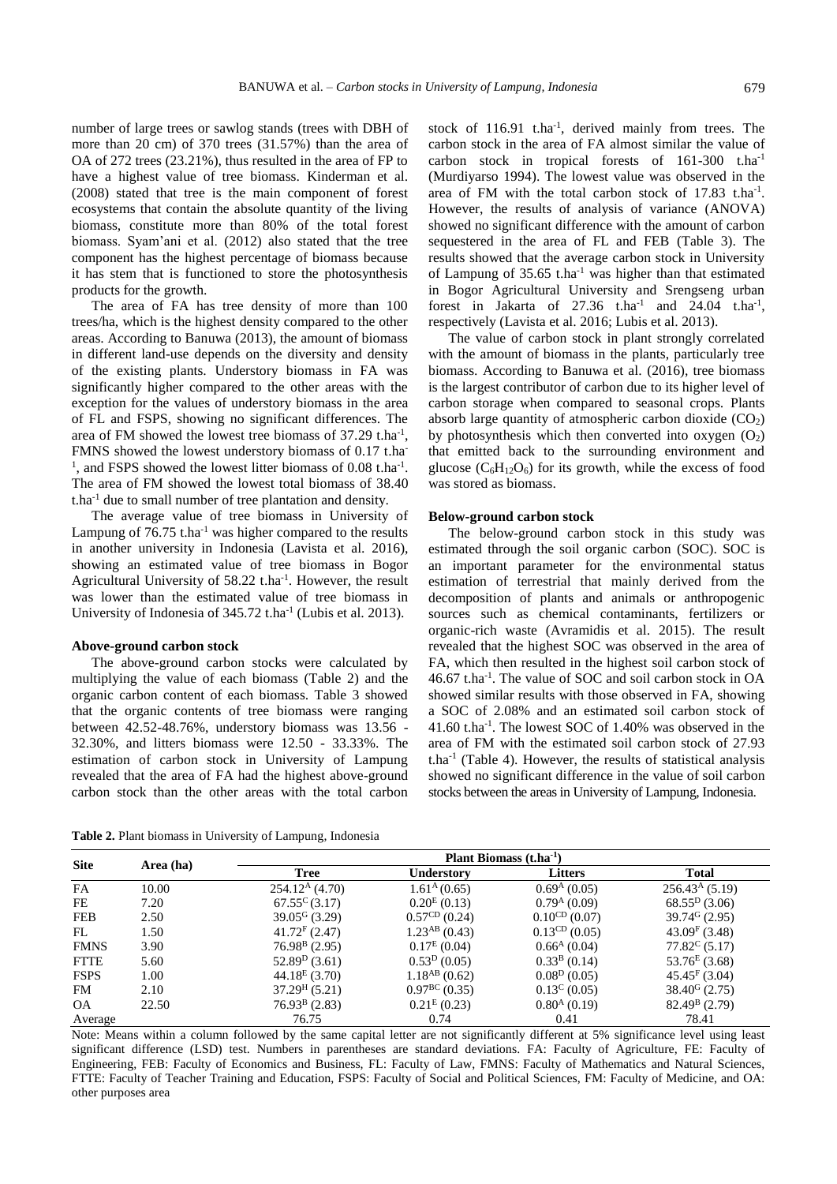number of large trees or sawlog stands (trees with DBH of more than 20 cm) of 370 trees (31.57%) than the area of OA of 272 trees (23.21%), thus resulted in the area of FP to have a highest value of tree biomass. Kinderman et al. (2008) stated that tree is the main component of forest ecosystems that contain the absolute quantity of the living biomass, constitute more than 80% of the total forest biomass. Syam'ani et al. (2012) also stated that the tree component has the highest percentage of biomass because it has stem that is functioned to store the photosynthesis products for the growth.

The area of FA has tree density of more than 100 trees/ha, which is the highest density compared to the other areas. According to Banuwa (2013), the amount of biomass in different land-use depends on the diversity and density of the existing plants. Understory biomass in FA was significantly higher compared to the other areas with the exception for the values of understory biomass in the area of FL and FSPS, showing no significant differences. The area of FM showed the lowest tree biomass of 37.29 t.ha$^{-1}$, FMNS showed the lowest understory biomass of 0.17 t.ha$^{-1}$, and FSPS showed the lowest litter biomass of 0.08 t.ha$^{-1}$. The area of FM showed the lowest total biomass of 38.40 t.ha$^{-1}$ due to small number of tree plantation and density.

The average value of tree biomass in University of Lampung of 76.75 t.ha$^{-1}$ was higher compared to the results in another university in Indonesia (Lavista et al. 2016), showing an estimated value of tree biomass in Bogor Agricultural University of 58.22 t.ha$^{-1}$. However, the result was lower than the estimated value of tree biomass in University of Indonesia of 345.72 t.ha$^{-1}$ (Lubis et al. 2013).

### Above-ground carbon stock

The above-ground carbon stocks were calculated by multiplying the value of each biomass (Table 2) and the organic carbon content of each biomass. Table 3 showed that the organic contents of tree biomass were ranging between 42.52-48.76%, understory biomass was 13.56 - 32.30%, and litters biomass were 12.50 - 33.33%. The estimation of carbon stock in University of Lampung revealed that the area of FA had the highest above-ground carbon stock than the other areas with the total carbon stock of 116.91 t.ha$^{-1}$, derived mainly from trees. The carbon stock in the area of FA almost similar the value of carbon stock in tropical forests of 161-300 t.ha$^{-1}$ (Murdiyarso 1994). The lowest value was observed in the area of FM with the total carbon stock of 17.83 t.ha$^{-1}$. However, the results of analysis of variance (ANOVA) showed no significant difference with the amount of carbon sequestered in the area of FL and FEB (Table 3). The results showed that the average carbon stock in University of Lampung of 35.65 t.ha$^{-1}$ was higher than that estimated in Bogor Agricultural University and Srengseng urban forest in Jakarta of 27.36 t.ha$^{-1}$ and 24.04 t.ha$^{-1}$, respectively (Lavista et al. 2016; Lubis et al. 2013).

The value of carbon stock in plant strongly correlated with the amount of biomass in the plants, particularly tree biomass. According to Banuwa et al. (2016), tree biomass is the largest contributor of carbon due to its higher level of carbon storage when compared to seasonal crops. Plants absorb large quantity of atmospheric carbon dioxide ($CO_2$) by photosynthesis which then converted into oxygen ($O_2$) that emitted back to the surrounding environment and glucose ($C_6H_{12}O_6$) for its growth, while the excess of food was stored as biomass.

### Below-ground carbon stock

The below-ground carbon stock in this study was estimated through the soil organic carbon (SOC). SOC is an important parameter for the environmental status estimation of terrestrial that mainly derived from the decomposition of plants and animals or anthropogenic sources such as chemical contaminants, fertilizers or organic-rich waste (Avramidis et al. 2015). The result revealed that the highest SOC was observed in the area of FA, which then resulted in the highest soil carbon stock of 46.67 t.ha$^{-1}$. The value of SOC and soil carbon stock in OA showed similar results with those observed in FA, showing a SOC of 2.08% and an estimated soil carbon stock of 41.60 t.ha$^{-1}$. The lowest SOC of 1.40% was observed in the area of FM with the estimated soil carbon stock of 27.93 t.ha$^{-1}$ (Table 4). However, the results of statistical analysis showed no significant difference in the value of soil carbon stocks between the areas in University of Lampung, Indonesia.

**Table 2.** Plant biomass in University of Lampung, Indonesia

| Site | Area (ha) | Plant Biomass (t.ha$^{-1}$) | | | |
|---|---|---|---|---|---|
| | | Tree | Understory | Litters | Total |
| FA | 10.00 | 254.12$^{A}$ (4.70) | 1.61$^{A}$ (0.65) | 0.69$^{A}$ (0.05) | 256.43$^{A}$ (5.19) |
| FE | 7.20 | 67.55$^{C}$ (3.17) | 0.20$^{E}$ (0.13) | 0.79$^{A}$ (0.09) | 68.55$^{D}$ (3.06) |
| FEB | 2.50 | 39.05$^{G}$ (3.29) | 0.57$^{CD}$ (0.24) | 0.10$^{CD}$ (0.07) | 39.74$^{G}$ (2.95) |
| FL | 1.50 | 41.72$^{F}$ (2.47) | 1.23$^{AB}$ (0.43) | 0.13$^{CD}$ (0.05) | 43.09$^{F}$ (3.48) |
| FMNS | 3.90 | 76.98$^{B}$ (2.95) | 0.17$^{E}$ (0.04) | 0.66$^{A}$ (0.04) | 77.82$^{C}$ (5.17) |
| FTTE | 5.60 | 52.89$^{D}$ (3.61) | 0.53$^{D}$ (0.05) | 0.33$^{B}$ (0.14) | 53.76$^{E}$ (3.68) |
| FSPS | 1.00 | 44.18$^{E}$ (3.70) | 1.18$^{AB}$ (0.62) | 0.08$^{D}$ (0.05) | 45.45$^{F}$ (3.04) |
| FM | 2.10 | 37.29$^{H}$ (5.21) | 0.97$^{BC}$ (0.35) | 0.13$^{C}$ (0.05) | 38.40$^{G}$ (2.75) |
| OA | 22.50 | 76.93$^{B}$ (2.83) | 0.21$^{E}$ (0.23) | 0.80$^{A}$ (0.19) | 82.49$^{B}$ (2.79) |
| Average | | 76.75 | 0.74 | 0.41 | 78.41 |

Note: Means within a column followed by the same capital letter are not significantly different at 5% significance level using least significant difference (LSD) test. Numbers in parentheses are standard deviations. FA: Faculty of Agriculture, FE: Faculty of Engineering, FEB: Faculty of Economics and Business, FL: Faculty of Law, FMNS: Faculty of Mathematics and Natural Sciences, FTTE: Faculty of Teacher Training and Education, FSPS: Faculty of Social and Political Sciences, FM: Faculty of Medicine, and OA: other purposes area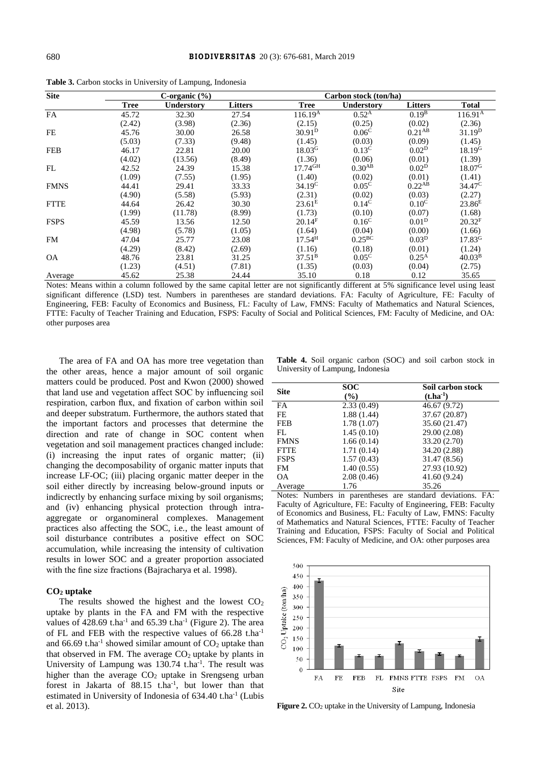**Table 3.** Carbon stocks in University of Lampung, Indonesia

| Site | C-organic (%) | | | Carbon stock (ton/ha) | | | |
|---|---|---|---|---|---|---|---|
| | Tree | Understory | Litters | Tree | Understory | Litters | Total |
| FA | 45.72 | 32.30 | 27.54 | $116.19^{A}$ | $0.52^{A}$ | $0.19^{B}$ | $116.91^{A}$ |
| | (2.42) | (3.98) | (2.36) | (2.15) | (0.25) | (0.02) | (2.36) |
| FE | 45.76 | 30.00 | 26.58 | $30.91^{D}$ | $0.06^{C}$ | $0.21^{AB}$ | $31.19^{D}$ |
| | (5.03) | (7.33) | (9.48) | (1.45) | (0.03) | (0.09) | (1.45) |
| FEB | 46.17 | 22.81 | 20.00 | $18.03^{G}$ | $0.13^{C}$ | $0.02^{D}$ | $18.19^{G}$ |
| | (4.02) | (13.56) | (8.49) | (1.36) | (0.06) | (0.01) | (1.39) |
| FL | 42.52 | 24.39 | 15.38 | $17.74^{GH}$ | $0.30^{AB}$ | $0.02^{D}$ | $18.07^{G}$ |
| | (1.09) | (7.55) | (1.95) | (1.40) | (0.02) | (0.01) | (1.41) |
| FMNS | 44.41 | 29.41 | 33.33 | $34.19^{C}$ | $0.05^{C}$ | $0.22^{AB}$ | $34.47^{C}$ |
| | (4.90) | (5.58) | (5.93) | (2.31) | (0.02) | (0.03) | (2.27) |
| FTTE | 44.64 | 26.42 | 30.30 | $23.61^{E}$ | $0.14^{C}$ | $0.10^{C}$ | $23.86^{E}$ |
| | (1.99) | (11.78) | (8.99) | (1.73) | (0.10) | (0.07) | (1.68) |
| FSPS | 45.59 | 13.56 | 12.50 | $20.14^{F}$ | $0.16^{C}$ | $0.01^{D}$ | $20.32^{F}$ |
| | (4.98) | (5.78) | (1.05) | (1.64) | (0.04) | (0.00) | (1.66) |
| FM | 47.04 | 25.77 | 23.08 | $17.54^{H}$ | $0.25^{BC}$ | $0.03^{D}$ | $17.83^{G}$ |
| | (4.29) | (8.42) | (2.69) | (1.16) | (0.18) | (0.01) | (1.24) |
| OA | 48.76 | 23.81 | 31.25 | $37.51^{B}$ | $0.05^{C}$ | $0.25^{A}$ | $40.03^{B}$ |
| | (1.23) | (4.51) | (7.81) | (1.35) | (0.03) | (0.04) | (2.75) |
| Average | 45.62 | 25.38 | 24.44 | 35.10 | 0.18 | 0.12 | 35.65 |

Notes: Means within a column followed by the same capital letter are not significantly different at 5% significance level using least significant difference (LSD) test. Numbers in parentheses are standard deviations. FA: Faculty of Agriculture, FE: Faculty of Engineering, FEB: Faculty of Economics and Business, FL: Faculty of Law, FMNS: Faculty of Mathematics and Natural Sciences, FTTE: Faculty of Teacher Training and Education, FSPS: Faculty of Social and Political Sciences, FM: Faculty of Medicine, and OA: other purposes area

The area of FA and OA has more tree vegetation than the other areas, hence a major amount of soil organic matters could be produced. Post and Kwon (2000) showed that land use and vegetation affect SOC by influencing soil respiration, carbon flux, and fixation of carbon within soil and deeper substratum. Furthermore, the authors stated that the important factors and processes that determine the direction and rate of change in SOC content when vegetation and soil management practices changed include: (i) increasing the input rates of organic matter; (ii) changing the decomposability of organic matter inputs that increase LF-OC; (iii) placing organic matter deeper in the soil either directly by increasing below-ground inputs or indicrectly by enhancing surface mixing by soil organisms; and (iv) enhancing physical protection through intra-aggregate or organomineral complexes. Management practices also affecting the SOC, i.e., the least amount of soil disturbance contributes a positive effect on SOC accumulation, while increasing the intensity of cultivation results in lower SOC and a greater proportion associated with the fine size fractions (Bajracharya et al. 1998).

**Table 4.** Soil organic carbon (SOC) and soil carbon stock in University of Lampung, Indonesia

| Site | SOC (%) | Soil carbon stock ($t.ha^{-1}$) |
|---|---|---|
| FA | 2.33 (0.49) | 46.67 (9.72) |
| FE | 1.88 (1.44) | 37.67 (20.87) |
| FEB | 1.78 (1.07) | 35.60 (21.47) |
| FL | 1.45 (0.10) | 29.00 (2.08) |
| FMNS | 1.66 (0.14) | 33.20 (2.70) |
| FTTE | 1.71 (0.14) | 34.20 (2.88) |
| FSPS | 1.57 (0.43) | 31.47 (8.56) |
| FM | 1.40 (0.55) | 27.93 (10.92) |
| OA | 2.08 (0.46) | 41.60 (9.24) |
| Average | 1.76 | 35.26 |

Notes: Numbers in parentheses are standard deviations. FA: Faculty of Agriculture, FE: Faculty of Engineering, FEB: Faculty of Economics and Business, FL: Faculty of Law, FMNS: Faculty of Mathematics and Natural Sciences, FTTE: Faculty of Teacher Training and Education, FSPS: Faculty of Social and Political Sciences, FM: Faculty of Medicine, and OA: other purposes area

### $CO_2$ uptake

The results showed the highest and the lowest $CO_2$ uptake by plants in the FA and FM with the respective values of 428.69 $t.ha^{-1}$ and 65.39 $t.ha^{-1}$ (Figure 2). The area of FL and FEB with the respective values of 66.28 $t.ha^{-1}$ and 66.69 $t.ha^{-1}$ showed similar amount of $CO_2$ uptake than that observed in FM. The average $CO_2$ uptake by plants in University of Lampung was 130.74 $t.ha^{-1}$. The result was higher than the average $CO_2$ uptake in Srengseng urban forest in Jakarta of 88.15 $t.ha^{-1}$, but lower than that estimated in University of Indonesia of 634.40 $t.ha^{-1}$ (Lubis et al. 2013).

**Figure 2.** $CO_2$ uptake in the University of Lampung, Indonesia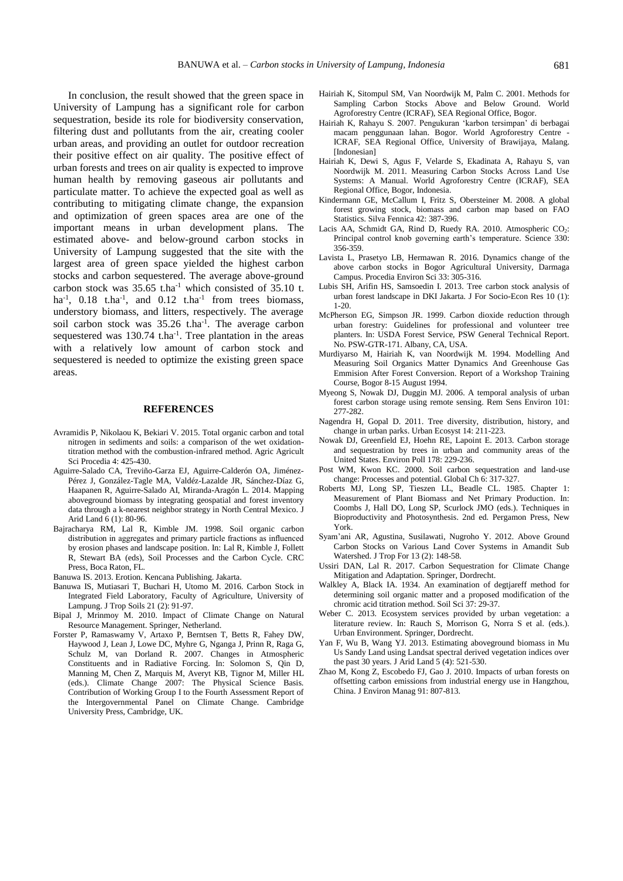In conclusion, the result showed that the green space in University of Lampung has a significant role for carbon sequestration, beside its role for biodiversity conservation, filtering dust and pollutants from the air, creating cooler urban areas, and providing an outlet for outdoor recreation their positive effect on air quality. The positive effect of urban forests and trees on air quality is expected to improve human health by removing gaseous air pollutants and particulate matter. To achieve the expected goal as well as contributing to mitigating climate change, the expansion and optimization of green spaces area are one of the important means in urban development plans. The estimated above- and below-ground carbon stocks in University of Lampung suggested that the site with the largest area of green space yielded the highest carbon stocks and carbon sequestered. The average above-ground carbon stock was 35.65 t.ha$^{-1}$ which consisted of 35.10 t. ha$^{-1}$, 0.18 t.ha$^{-1}$, and 0.12 t.ha$^{-1}$ from trees biomass, understory biomass, and litters, respectively. The average soil carbon stock was 35.26 t.ha$^{-1}$. The average carbon sequestered was 130.74 t.ha$^{-1}$. Tree plantation in the areas with a relatively low amount of carbon stock and sequestered is needed to optimize the existing green space areas.

## REFERENCES

Avramidis P, Nikolaou K, Bekiari V. 2015. Total organic carbon and total nitrogen in sediments and soils: a comparison of the wet oxidation-titration method with the combustion-infrared method. Agric Agricult Sci Procedia 4: 425-430.

Aguirre-Salado CA, Treviño-Garza EJ, Aguirre-Calderón OA, Jiménez-Pérez J, González-Tagle MA, Valdéz-Lazalde JR, Sánchez-Díaz G, Haapanen R, Aguirre-Salado AI, Miranda-Aragón L. 2014. Mapping aboveground biomass by integrating geospatial and forest inventory data through a k-nearest neighbor strategy in North Central Mexico. J Arid Land 6 (1): 80-96.

Bajracharya RM, Lal R, Kimble JM. 1998. Soil organic carbon distribution in aggregates and primary particle fractions as influenced by erosion phases and landscape position. In: Lal R, Kimble J, Follett R, Stewart BA (eds), Soil Processes and the Carbon Cycle. CRC Press, Boca Raton, FL.

Banuwa IS. 2013. Erotion. Kencana Publishing. Jakarta.

Banuwa IS, Mutiasari T, Buchari H, Utomo M. 2016. Carbon Stock in Integrated Field Laboratory, Faculty of Agriculture, University of Lampung. J Trop Soils 21 (2): 91-97.

Bipal J, Mrinmoy M. 2010. Impact of Climate Change on Natural Resource Management. Springer, Netherland.

Forster P, Ramaswamy V, Artaxo P, Berntsen T, Betts R, Fahey DW, Haywood J, Lean J, Lowe DC, Myhre G, Nganga J, Prinn R, Raga G, Schulz M, van Dorland R. 2007. Changes in Atmospheric Constituents and in Radiative Forcing. In: Solomon S, Qin D, Manning M, Chen Z, Marquis M, Averyt KB, Tignor M, Miller HL (eds.). Climate Change 2007: The Physical Science Basis. Contribution of Working Group I to the Fourth Assessment Report of the Intergovernmental Panel on Climate Change. Cambridge University Press, Cambridge, UK.

Hairiah K, Sitompul SM, Van Noordwijk M, Palm C. 2001. Methods for Sampling Carbon Stocks Above and Below Ground. World Agroforestry Centre (ICRAF), SEA Regional Office, Bogor.

Hairiah K, Rahayu S. 2007. Pengukuran 'karbon tersimpan' di berbagai macam penggunaan lahan. Bogor. World Agroforestry Centre - ICRAF, SEA Regional Office, University of Brawijaya, Malang. [Indonesian]

Hairiah K, Dewi S, Agus F, Velarde S, Ekadinata A, Rahayu S, van Noordwijk M. 2011. Measuring Carbon Stocks Across Land Use Systems: A Manual. World Agroforestry Centre (ICRAF), SEA Regional Office, Bogor, Indonesia.

Kindermann GE, McCallum I, Fritz S, Obersteiner M. 2008. A global forest growing stock, biomass and carbon map based on FAO Statistics. Silva Fennica 42: 387-396.

Lacis AA, Schmidt GA, Rind D, Ruedy RA. 2010. Atmospheric $CO_2$: Principal control knob governing earth's temperature. Science 330: 356-359.

Lavista L, Prasetyo LB, Hermawan R. 2016. Dynamics change of the above carbon stocks in Bogor Agricultural University, Darmaga Campus. Procedia Environ Sci 33: 305-316.

Lubis SH, Arifin HS, Samsoedin I. 2013. Tree carbon stock analysis of urban forest landscape in DKI Jakarta. J For Socio-Econ Res 10 (1): 1-20.

McPherson EG, Simpson JR. 1999. Carbon dioxide reduction through urban forestry: Guidelines for professional and volunteer tree planters. In: USDA Forest Service, PSW General Technical Report. No. PSW-GTR-171. Albany, CA, USA.

Murdiyarso M, Hairiah K, van Noordwijk M. 1994. Modelling And Measuring Soil Organics Matter Dynamics And Greenhouse Gas Emmision After Forest Conversion. Report of a Workshop Training Course, Bogor 8-15 August 1994.

Myeong S, Nowak DJ, Duggin MJ. 2006. A temporal analysis of urban forest carbon storage using remote sensing. Rem Sens Environ 101: 277-282.

Nagendra H, Gopal D. 2011. Tree diversity, distribution, history, and change in urban parks. Urban Ecosyst 14: 211-223.

Nowak DJ, Greenfield EJ, Hoehn RE, Lapoint E. 2013. Carbon storage and sequestration by trees in urban and community areas of the United States. Environ Poll 178: 229-236.

Post WM, Kwon KC. 2000. Soil carbon sequestration and land-use change: Processes and potential. Global Ch 6: 317-327.

Roberts MJ, Long SP, Tieszen LL, Beadle CL. 1985. Chapter 1: Measurement of Plant Biomass and Net Primary Production. In: Coombs J, Hall DO, Long SP, Scurlock JMO (eds.). Techniques in Bioproductivity and Photosynthesis. 2nd ed. Pergamon Press, New York.

Syam'ani AR, Agustina, Susilawati, Nugroho Y. 2012. Above Ground Carbon Stocks on Various Land Cover Systems in Amandit Sub Watershed. J Trop For 13 (2): 148-58.

Ussiri DAN, Lal R. 2017. Carbon Sequestration for Climate Change Mitigation and Adaptation. Springer, Dordrecht.

Walkley A, Black IA. 1934. An examination of degtjareff method for determining soil organic matter and a proposed modification of the chromic acid titration method. Soil Sci 37: 29-37.

Weber C. 2013. Ecosystem services provided by urban vegetation: a literature review. In: Rauch S, Morrison G, Norra S et al. (eds.). Urban Environment. Springer, Dordrecht.

Yan F, Wu B, Wang YJ. 2013. Estimating aboveground biomass in Mu Us Sandy Land using Landsat spectral derived vegetation indices over the past 30 years. J Arid Land 5 (4): 521-530.

Zhao M, Kong Z, Escobedo FJ, Gao J. 2010. Impacts of urban forests on offsetting carbon emissions from industrial energy use in Hangzhou, China. J Environ Manag 91: 807-813.